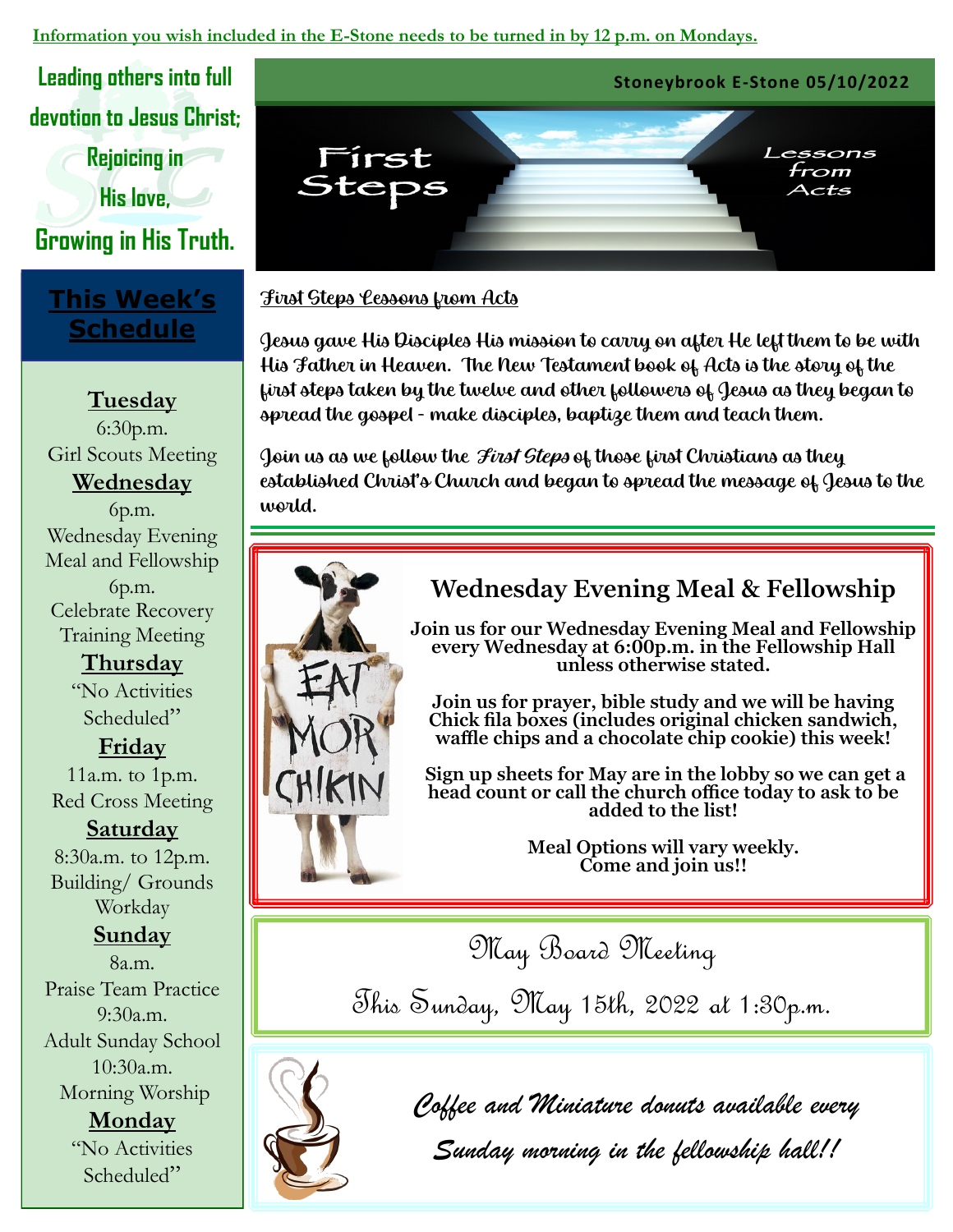**Information you wish included in the E-Stone needs to be turned in by 12 p.m. on Mondays.**

**Leading others into full devotion to Jesus Christ; Rejoicing in His love, Growing in His Truth.**

**Stoneybrook E-Stone 05/10/2022**

First Steps

Lessons from Acts

## This Week's Schedule

**Tuesday**
6:30p.m.
Girl Scouts Meeting

**Wednesday**
6p.m.
Wednesday Evening Meal and Fellowship
6p.m.
Celebrate Recovery Training Meeting

**Thursday**
"No Activities Scheduled"

**Friday**
11a.m. to 1p.m.
Red Cross Meeting

**Saturday**
8:30a.m. to 12p.m.
Building/ Grounds Workday

**Sunday**
8a.m.
Praise Team Practice
9:30a.m.
Adult Sunday School
10:30a.m.
Morning Worship

**Monday**
"No Activities Scheduled"

## First Steps Lessons from Acts

Jesus gave His Disciples His mission to carry on after He left them to be with His Father in Heaven. The New Testament book of Acts is the story of the first steps taken by the twelve and other followers of Jesus as they began to spread the gospel - make disciples, baptize them and teach them.

Join us as we follow the *First Steps* of those first Christians as they established Christ's Church and began to spread the message of Jesus to the world.

## Wednesday Evening Meal & Fellowship

EAT MOR CHIKIN

**Join us for our Wednesday Evening Meal and Fellowship every Wednesday at 6:00p.m. in the Fellowship Hall unless otherwise stated.**

**Join us for prayer, bible study and we will be having Chick fila boxes (includes original chicken sandwich, waffle chips and a chocolate chip cookie) this week!**

**Sign up sheets for May are in the lobby so we can get a head count or call the church office today to ask to be added to the list!**

**Meal Options will vary weekly. Come and join us!!**

## May Board Meeting

This Sunday, May 15th, 2022 at 1:30p.m.

*Coffee and Miniature donuts available every Sunday morning in the fellowship hall!!*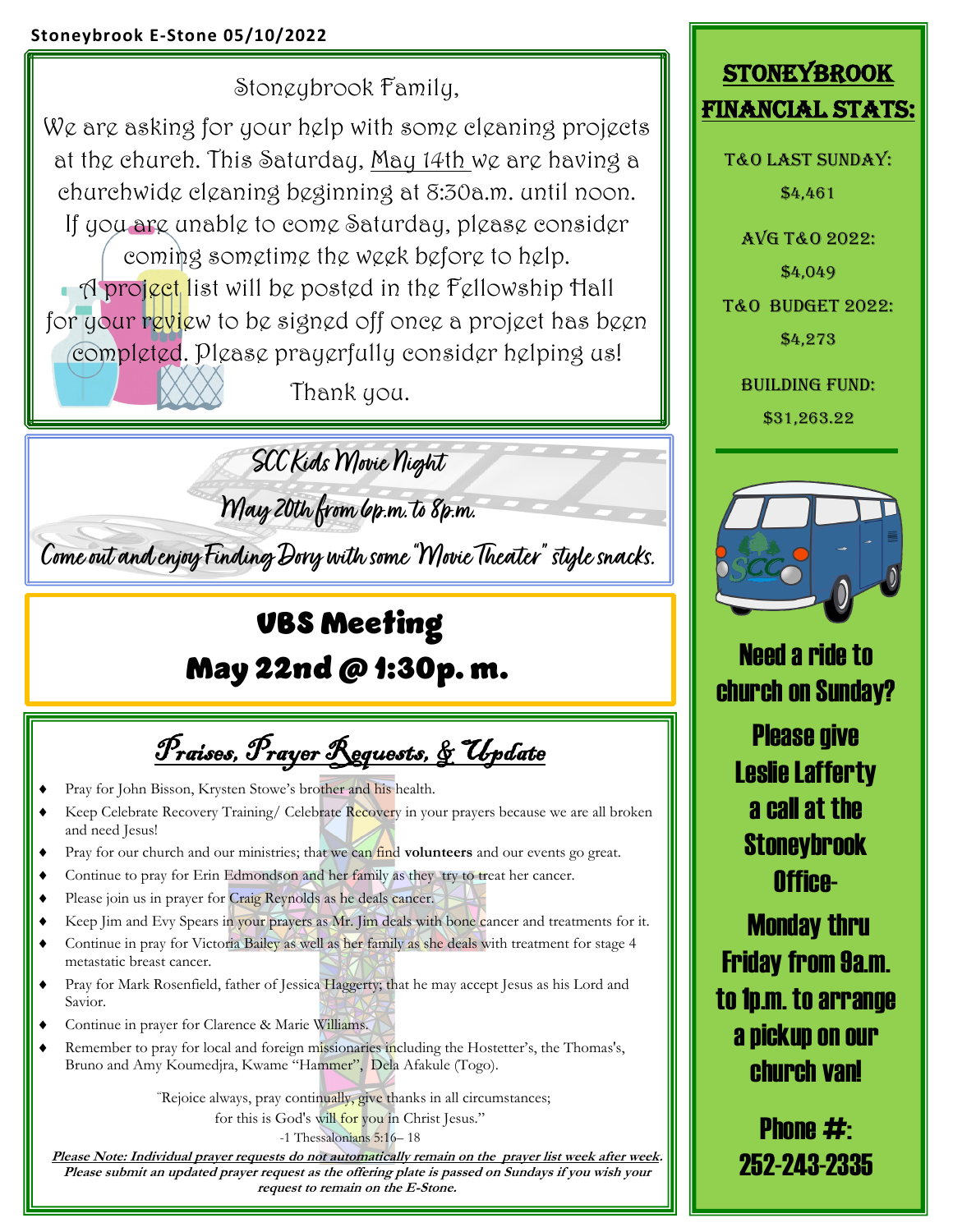Stoneybrook E-Stone 05/10/2022

Stoneybrook Family,

We are asking for your help with some cleaning projects at the church. This Saturday, May 14th we are having a churchwide cleaning beginning at 8:30a.m. until noon. If you are unable to come Saturday, please consider coming sometime the week before to help. A project list will be posted in the Fellowship Hall for your review to be signed off once a project has been completed. Please prayerfully consider helping us!

Thank you.

## SCC Kids Movie Night

May 20th from 6p.m. to 8p.m.

Come out and enjoy Finding Dory with some "Movie Theater" style snacks.

## VBS Meeting May 22nd @ 1:30p. m.

## Praises, Prayer Requests, & Update

- Pray for John Bisson, Krysten Stowe's brother and his health.
- Keep Celebrate Recovery Training/ Celebrate Recovery in your prayers because we are all broken and need Jesus!
- Pray for our church and our ministries; that we can find **volunteers** and our events go great.
- Continue to pray for Erin Edmondson and her family as they try to treat her cancer.
- Please join us in prayer for Craig Reynolds as he deals cancer.
- Keep Jim and Evy Spears in your prayers as Mr. Jim deals with bone cancer and treatments for it.
- Continue in pray for Victoria Bailey as well as her family as she deals with treatment for stage 4 metastatic breast cancer.
- Pray for Mark Rosenfield, father of Jessica Haggerty; that he may accept Jesus as his Lord and Savior.
- Continue in prayer for Clarence & Marie Williams.
- Remember to pray for local and foreign missionaries including the Hostetter's, the Thomas's, Bruno and Amy Koumedjra, Kwame "Hammer", Dela Afakule (Togo).

"Rejoice always, pray continually, give thanks in all circumstances; for this is God's will for you in Christ Jesus."

-1 Thessalonians 5:16– 18

***Please Note: Individual prayer requests do not automatically remain on the prayer list week after week.*** ***Please submit an updated prayer request as the offering plate is passed on Sundays if you wish your request to remain on the E-Stone.***

## Stoneybrook Financial Stats:

T&O Last Sunday: $4,461

AVG T&O 2022: $4,049

T&O Budget 2022: $4,273

Building Fund: $31,263.22

**Need a ride to church on Sunday?**

**Please give Leslie Lafferty a call at the Stoneybrook Office-**

**Monday thru Friday from 9a.m. to 1p.m. to arrange a pickup on our church van!**

**Phone #: 252-243-2335**